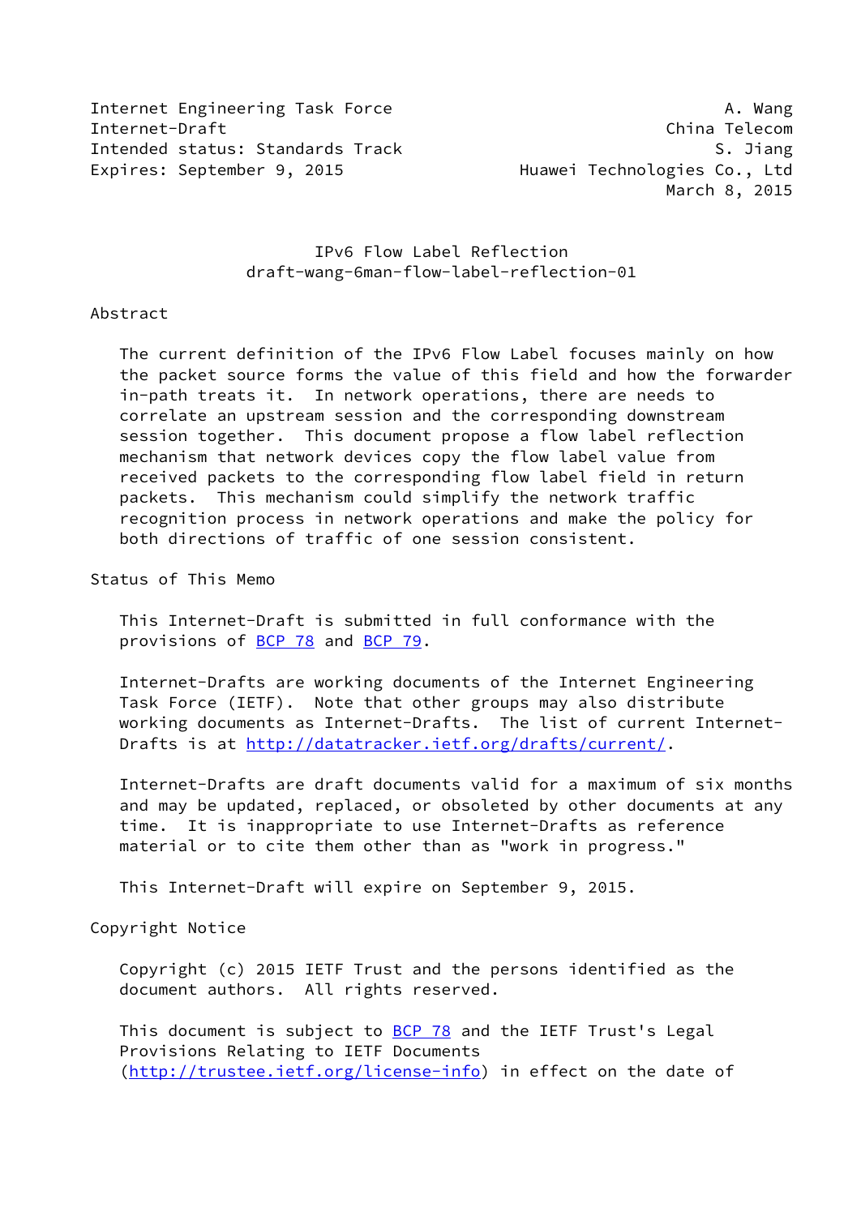Internet Engineering Task Force A. Wang
Internet-Draft China Telecom
Intended status: Standards Track S. Jiang
Expires: September 9, 2015 Huawei Technologies Co., Ltd
March 8, 2015

# IPv6 Flow Label Reflection
## draft-wang-6man-flow-label-reflection-01

## Abstract

The current definition of the IPv6 Flow Label focuses mainly on how the packet source forms the value of this field and how the forwarder in-path treats it. In network operations, there are needs to correlate an upstream session and the corresponding downstream session together. This document propose a flow label reflection mechanism that network devices copy the flow label value from received packets to the corresponding flow label field in return packets. This mechanism could simplify the network traffic recognition process in network operations and make the policy for both directions of traffic of one session consistent.

## Status of This Memo

This Internet-Draft is submitted in full conformance with the provisions of BCP 78 and BCP 79.

Internet-Drafts are working documents of the Internet Engineering Task Force (IETF). Note that other groups may also distribute working documents as Internet-Drafts. The list of current Internet-Drafts is at http://datatracker.ietf.org/drafts/current/.

Internet-Drafts are draft documents valid for a maximum of six months and may be updated, replaced, or obsoleted by other documents at any time. It is inappropriate to use Internet-Drafts as reference material or to cite them other than as "work in progress."

This Internet-Draft will expire on September 9, 2015.

## Copyright Notice

Copyright (c) 2015 IETF Trust and the persons identified as the document authors. All rights reserved.

This document is subject to BCP 78 and the IETF Trust's Legal Provisions Relating to IETF Documents (http://trustee.ietf.org/license-info) in effect on the date of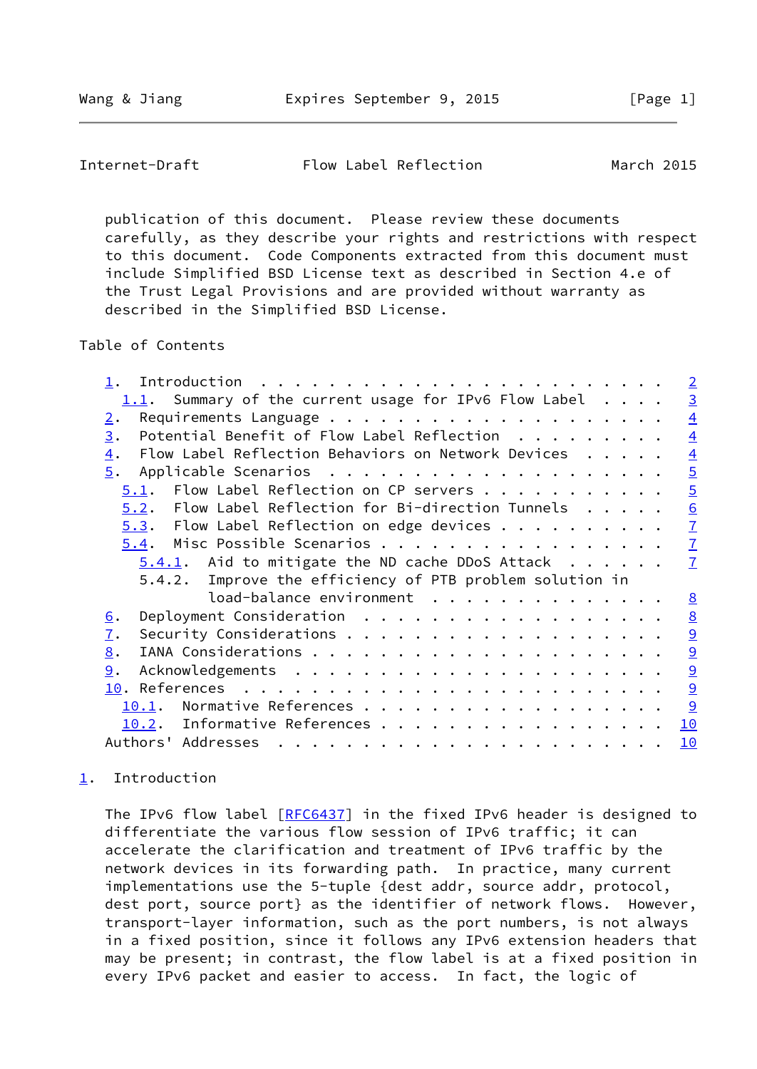publication of this document. Please review these documents carefully, as they describe your rights and restrictions with respect to this document. Code Components extracted from this document must include Simplified BSD License text as described in Section 4.e of the Trust Legal Provisions and are provided without warranty as described in the Simplified BSD License.

## Table of Contents

- 1. Introduction . . . . . . . . . . . . . . . . . . . . . . . . 2
  - 1.1. Summary of the current usage for IPv6 Flow Label . . . . 3
- 2. Requirements Language . . . . . . . . . . . . . . . . . . . . 4
- 3. Potential Benefit of Flow Label Reflection . . . . . . . . . 4
- 4. Flow Label Reflection Behaviors on Network Devices . . . . . 4
- 5. Applicable Scenarios . . . . . . . . . . . . . . . . . . . . 5
  - 5.1. Flow Label Reflection on CP servers . . . . . . . . . . . 5
  - 5.2. Flow Label Reflection for Bi-direction Tunnels . . . . . 6
  - 5.3. Flow Label Reflection on edge devices . . . . . . . . . . 7
  - 5.4. Misc Possible Scenarios . . . . . . . . . . . . . . . . . 7
    - 5.4.1. Aid to mitigate the ND cache DDoS Attack . . . . . . 7
    - 5.4.2. Improve the efficiency of PTB problem solution in load-balance environment . . . . . . . . . . . . . . . 8
- 6. Deployment Consideration . . . . . . . . . . . . . . . . . . 8
- 7. Security Considerations . . . . . . . . . . . . . . . . . . . 9
- 8. IANA Considerations . . . . . . . . . . . . . . . . . . . . . 9
- 9. Acknowledgements . . . . . . . . . . . . . . . . . . . . . . 9
- 10. References . . . . . . . . . . . . . . . . . . . . . . . . . 9
  - 10.1. Normative References . . . . . . . . . . . . . . . . . . 9
  - 10.2. Informative References . . . . . . . . . . . . . . . . . 10
- Authors' Addresses . . . . . . . . . . . . . . . . . . . . . . . 10

## 1. Introduction

The IPv6 flow label [RFC6437] in the fixed IPv6 header is designed to differentiate the various flow session of IPv6 traffic; it can accelerate the clarification and treatment of IPv6 traffic by the network devices in its forwarding path. In practice, many current implementations use the 5-tuple {dest addr, source addr, protocol, dest port, source port} as the identifier of network flows. However, transport-layer information, such as the port numbers, is not always in a fixed position, since it follows any IPv6 extension headers that may be present; in contrast, the flow label is at a fixed position in every IPv6 packet and easier to access. In fact, the logic of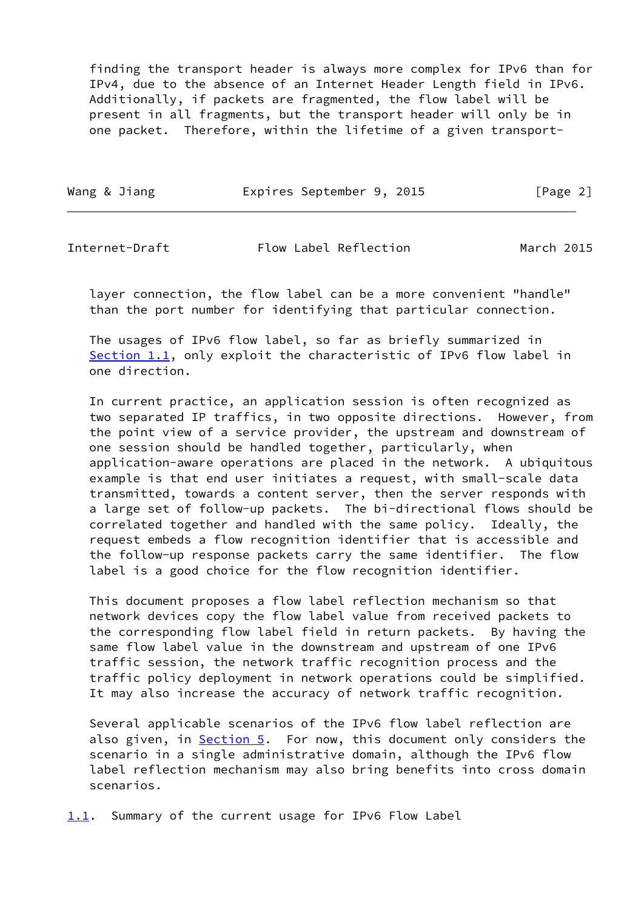finding the transport header is always more complex for IPv6 than for IPv4, due to the absence of an Internet Header Length field in IPv6. Additionally, if packets are fragmented, the flow label will be present in all fragments, but the transport header will only be in one packet. Therefore, within the lifetime of a given transport-layer connection, the flow label can be a more convenient "handle" than the port number for identifying that particular connection.

The usages of IPv6 flow label, so far as briefly summarized in Section 1.1, only exploit the characteristic of IPv6 flow label in one direction.

In current practice, an application session is often recognized as two separated IP traffics, in two opposite directions. However, from the point view of a service provider, the upstream and downstream of one session should be handled together, particularly, when application-aware operations are placed in the network. A ubiquitous example is that end user initiates a request, with small-scale data transmitted, towards a content server, then the server responds with a large set of follow-up packets. The bi-directional flows should be correlated together and handled with the same policy. Ideally, the request embeds a flow recognition identifier that is accessible and the follow-up response packets carry the same identifier. The flow label is a good choice for the flow recognition identifier.

This document proposes a flow label reflection mechanism so that network devices copy the flow label value from received packets to the corresponding flow label field in return packets. By having the same flow label value in the downstream and upstream of one IPv6 traffic session, the network traffic recognition process and the traffic policy deployment in network operations could be simplified. It may also increase the accuracy of network traffic recognition.

Several applicable scenarios of the IPv6 flow label reflection are also given, in Section 5. For now, this document only considers the scenario in a single administrative domain, although the IPv6 flow label reflection mechanism may also bring benefits into cross domain scenarios.

## 1.1. Summary of the current usage for IPv6 Flow Label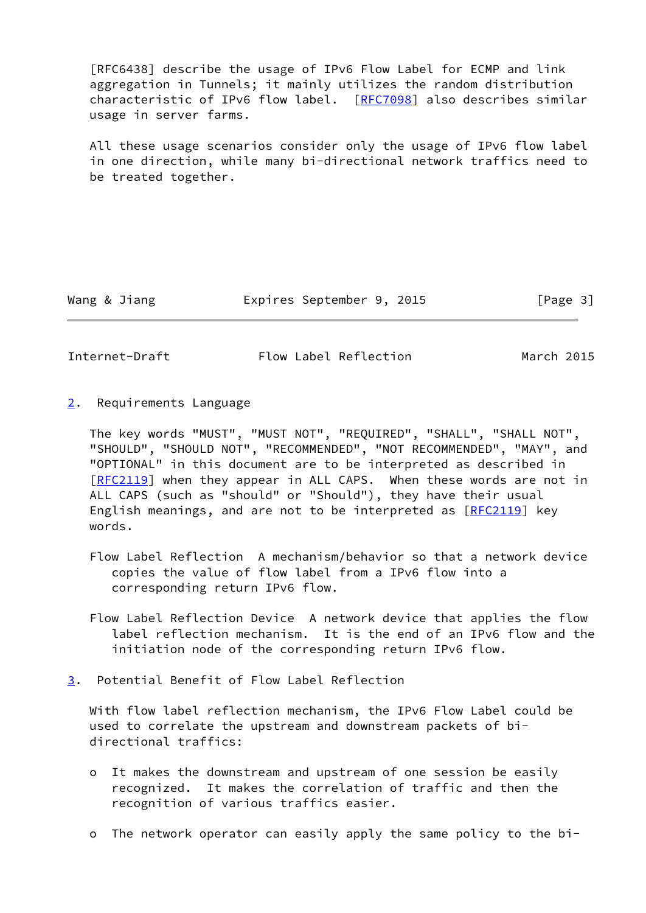[RFC6438] describe the usage of IPv6 Flow Label for ECMP and link aggregation in Tunnels; it mainly utilizes the random distribution characteristic of IPv6 flow label. [RFC7098] also describes similar usage in server farms.

All these usage scenarios consider only the usage of IPv6 flow label in one direction, while many bi-directional network traffics need to be treated together.

## 2. Requirements Language

The key words "MUST", "MUST NOT", "REQUIRED", "SHALL", "SHALL NOT", "SHOULD", "SHOULD NOT", "RECOMMENDED", "NOT RECOMMENDED", "MAY", and "OPTIONAL" in this document are to be interpreted as described in [RFC2119] when they appear in ALL CAPS. When these words are not in ALL CAPS (such as "should" or "Should"), they have their usual English meanings, and are not to be interpreted as [RFC2119] key words.

Flow Label Reflection A mechanism/behavior so that a network device copies the value of flow label from a IPv6 flow into a corresponding return IPv6 flow.

Flow Label Reflection Device A network device that applies the flow label reflection mechanism. It is the end of an IPv6 flow and the initiation node of the corresponding return IPv6 flow.

## 3. Potential Benefit of Flow Label Reflection

With flow label reflection mechanism, the IPv6 Flow Label could be used to correlate the upstream and downstream packets of bi-directional traffics:

- It makes the downstream and upstream of one session be easily recognized. It makes the correlation of traffic and then the recognition of various traffics easier.

- The network operator can easily apply the same policy to the bi-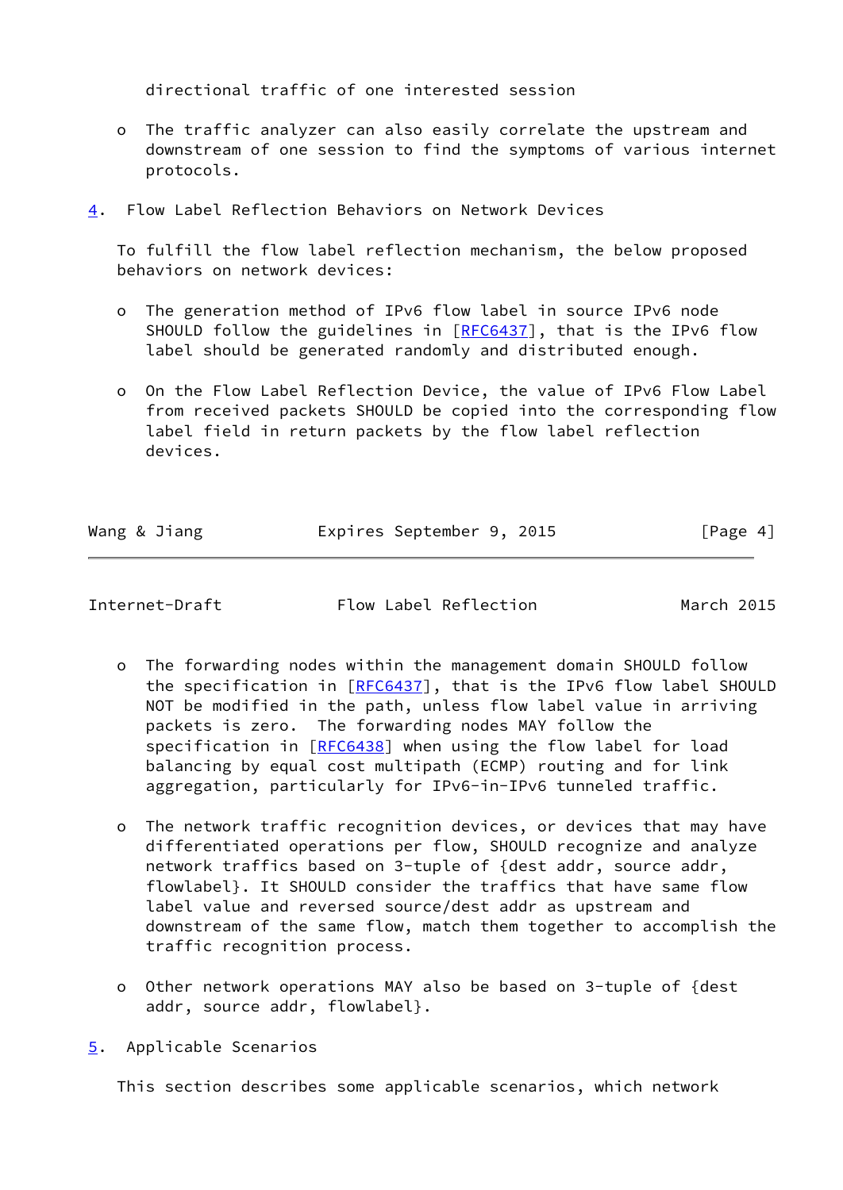directional traffic of one interested session

- The traffic analyzer can also easily correlate the upstream and downstream of one session to find the symptoms of various internet protocols.

## 4. Flow Label Reflection Behaviors on Network Devices

To fulfill the flow label reflection mechanism, the below proposed behaviors on network devices:

- The generation method of IPv6 flow label in source IPv6 node SHOULD follow the guidelines in [RFC6437], that is the IPv6 flow label should be generated randomly and distributed enough.

- On the Flow Label Reflection Device, the value of IPv6 Flow Label from received packets SHOULD be copied into the corresponding flow label field in return packets by the flow label reflection devices.

- The forwarding nodes within the management domain SHOULD follow the specification in [RFC6437], that is the IPv6 flow label SHOULD NOT be modified in the path, unless flow label value in arriving packets is zero. The forwarding nodes MAY follow the specification in [RFC6438] when using the flow label for load balancing by equal cost multipath (ECMP) routing and for link aggregation, particularly for IPv6-in-IPv6 tunneled traffic.

- The network traffic recognition devices, or devices that may have differentiated operations per flow, SHOULD recognize and analyze network traffics based on 3-tuple of {dest addr, source addr, flowlabel}. It SHOULD consider the traffics that have same flow label value and reversed source/dest addr as upstream and downstream of the same flow, match them together to accomplish the traffic recognition process.

- Other network operations MAY also be based on 3-tuple of {dest addr, source addr, flowlabel}.

## 5. Applicable Scenarios

This section describes some applicable scenarios, which network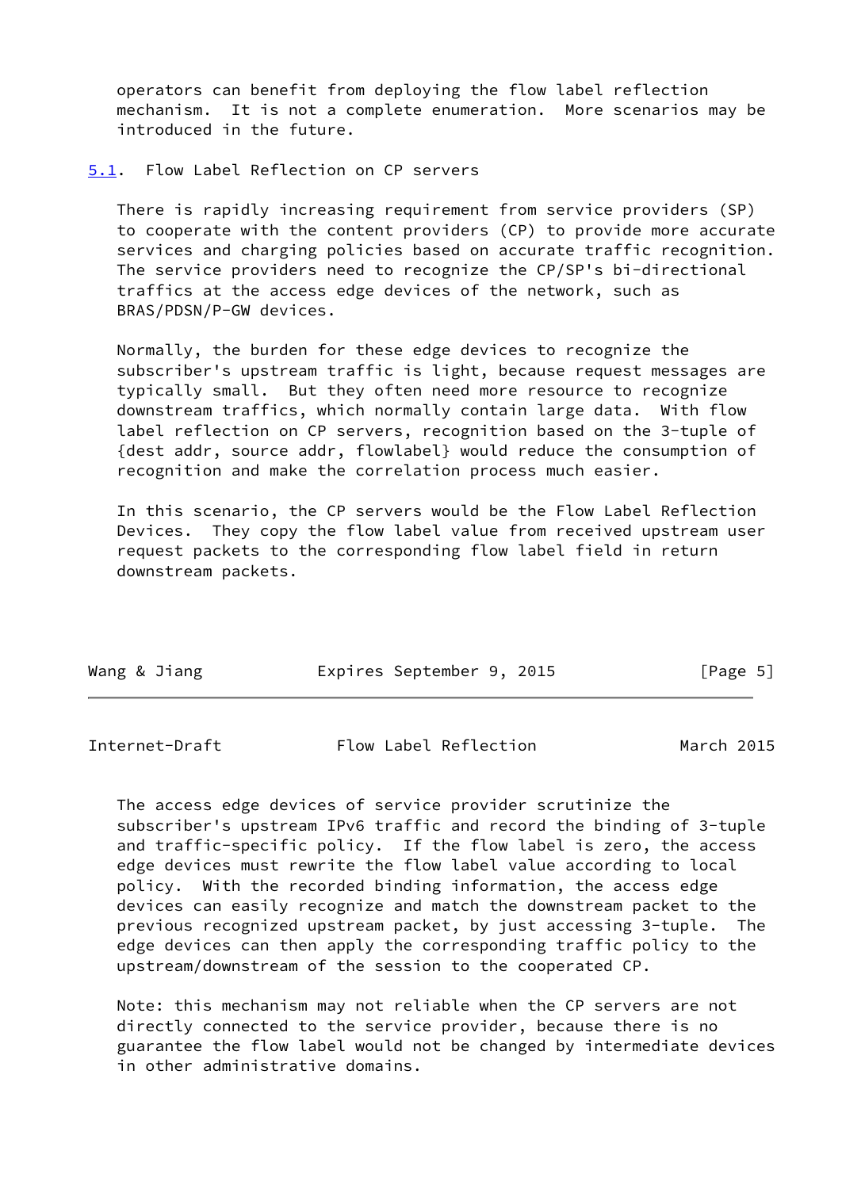operators can benefit from deploying the flow label reflection mechanism. It is not a complete enumeration. More scenarios may be introduced in the future.

## 5.1. Flow Label Reflection on CP servers

There is rapidly increasing requirement from service providers (SP) to cooperate with the content providers (CP) to provide more accurate services and charging policies based on accurate traffic recognition. The service providers need to recognize the CP/SP's bi-directional traffics at the access edge devices of the network, such as BRAS/PDSN/P-GW devices.

Normally, the burden for these edge devices to recognize the subscriber's upstream traffic is light, because request messages are typically small. But they often need more resource to recognize downstream traffics, which normally contain large data. With flow label reflection on CP servers, recognition based on the 3-tuple of {dest addr, source addr, flowlabel} would reduce the consumption of recognition and make the correlation process much easier.

In this scenario, the CP servers would be the Flow Label Reflection Devices. They copy the flow label value from received upstream user request packets to the corresponding flow label field in return downstream packets.

The access edge devices of service provider scrutinize the subscriber's upstream IPv6 traffic and record the binding of 3-tuple and traffic-specific policy. If the flow label is zero, the access edge devices must rewrite the flow label value according to local policy. With the recorded binding information, the access edge devices can easily recognize and match the downstream packet to the previous recognized upstream packet, by just accessing 3-tuple. The edge devices can then apply the corresponding traffic policy to the upstream/downstream of the session to the cooperated CP.

Note: this mechanism may not reliable when the CP servers are not directly connected to the service provider, because there is no guarantee the flow label would not be changed by intermediate devices in other administrative domains.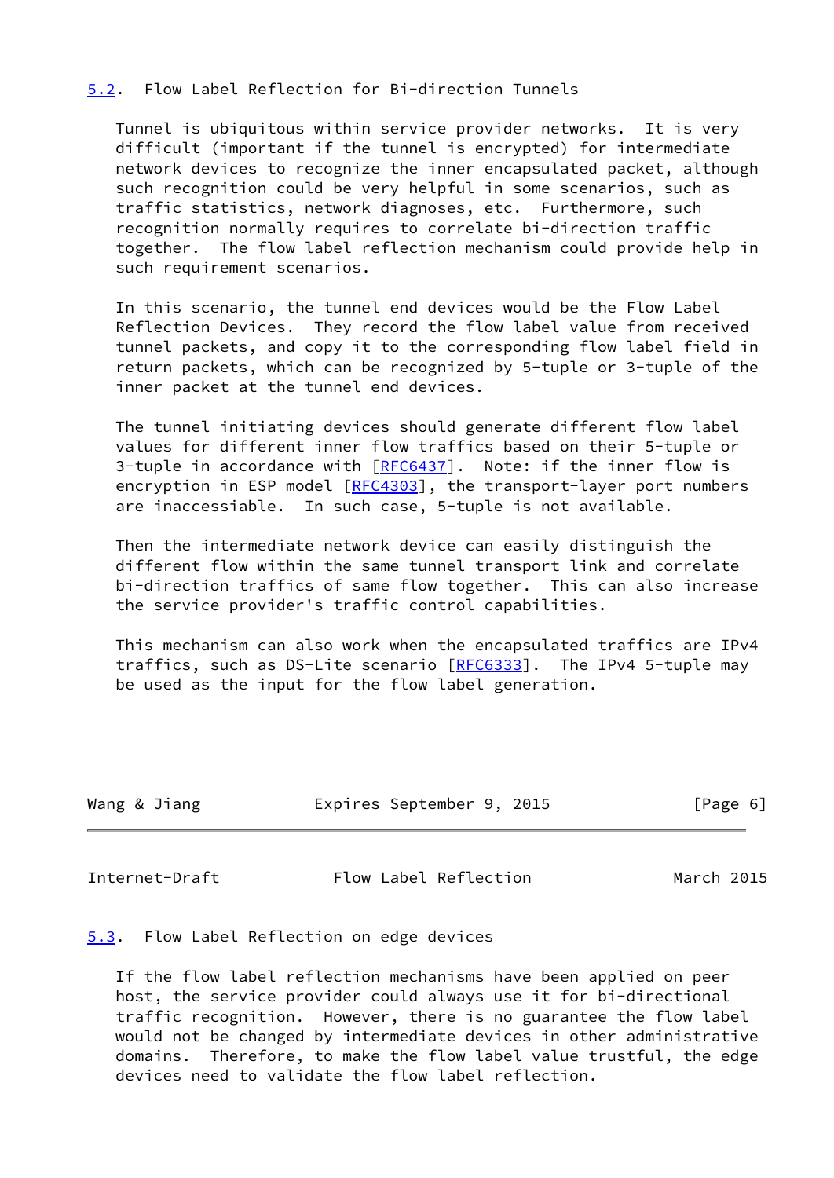### 5.2. Flow Label Reflection for Bi-direction Tunnels

Tunnel is ubiquitous within service provider networks. It is very difficult (important if the tunnel is encrypted) for intermediate network devices to recognize the inner encapsulated packet, although such recognition could be very helpful in some scenarios, such as traffic statistics, network diagnoses, etc. Furthermore, such recognition normally requires to correlate bi-direction traffic together. The flow label reflection mechanism could provide help in such requirement scenarios.

In this scenario, the tunnel end devices would be the Flow Label Reflection Devices. They record the flow label value from received tunnel packets, and copy it to the corresponding flow label field in return packets, which can be recognized by 5-tuple or 3-tuple of the inner packet at the tunnel end devices.

The tunnel initiating devices should generate different flow label values for different inner flow traffics based on their 5-tuple or 3-tuple in accordance with [RFC6437]. Note: if the inner flow is encryption in ESP model [RFC4303], the transport-layer port numbers are inaccessiable. In such case, 5-tuple is not available.

Then the intermediate network device can easily distinguish the different flow within the same tunnel transport link and correlate bi-direction traffics of same flow together. This can also increase the service provider's traffic control capabilities.

This mechanism can also work when the encapsulated traffics are IPv4 traffics, such as DS-Lite scenario [RFC6333]. The IPv4 5-tuple may be used as the input for the flow label generation.

### 5.3. Flow Label Reflection on edge devices

If the flow label reflection mechanisms have been applied on peer host, the service provider could always use it for bi-directional traffic recognition. However, there is no guarantee the flow label would not be changed by intermediate devices in other administrative domains. Therefore, to make the flow label value trustful, the edge devices need to validate the flow label reflection.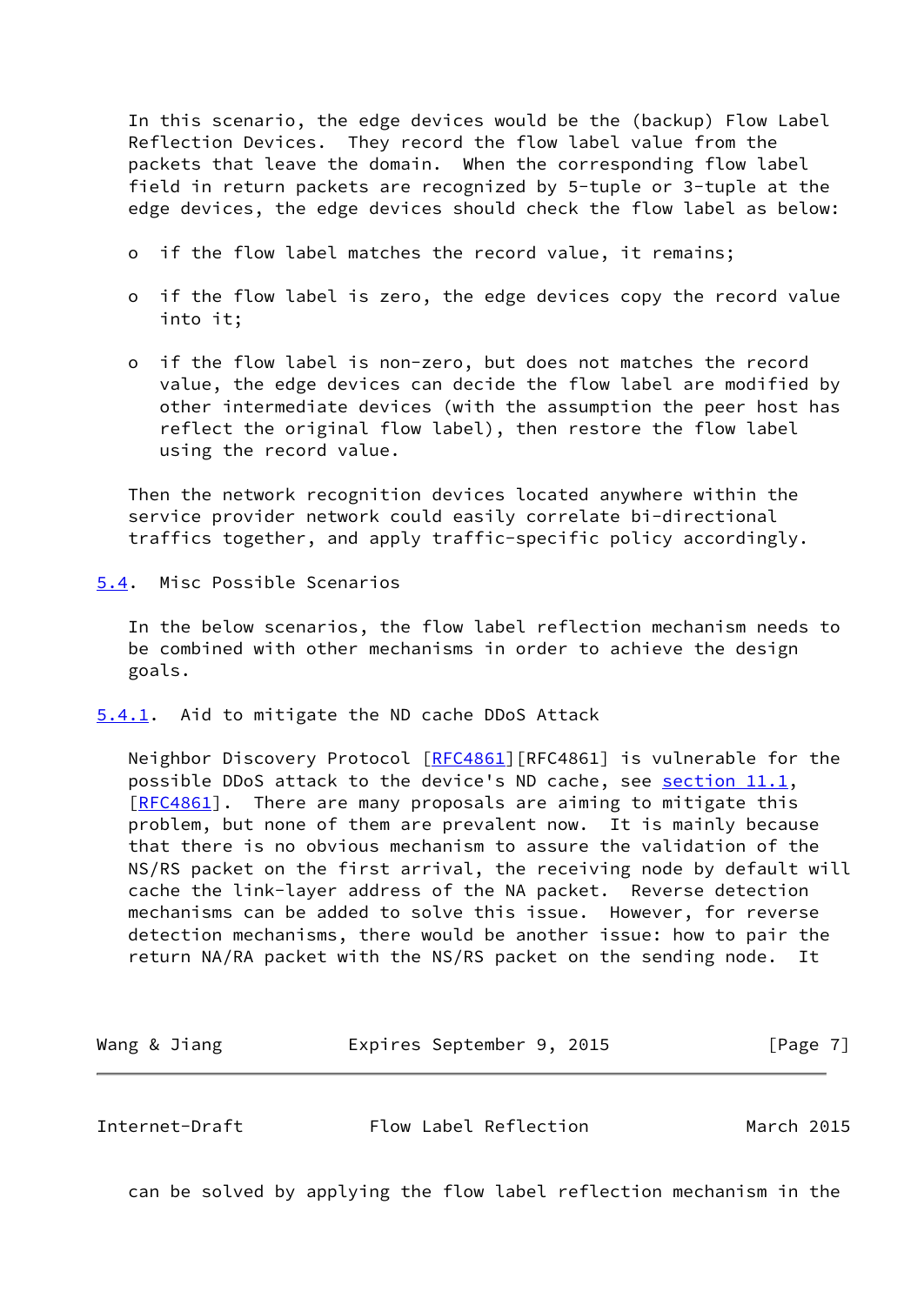In this scenario, the edge devices would be the (backup) Flow Label Reflection Devices. They record the flow label value from the packets that leave the domain. When the corresponding flow label field in return packets are recognized by 5-tuple or 3-tuple at the edge devices, the edge devices should check the flow label as below:

- if the flow label matches the record value, it remains;
- if the flow label is zero, the edge devices copy the record value into it;
- if the flow label is non-zero, but does not matches the record value, the edge devices can decide the flow label are modified by other intermediate devices (with the assumption the peer host has reflect the original flow label), then restore the flow label using the record value.

Then the network recognition devices located anywhere within the service provider network could easily correlate bi-directional traffics together, and apply traffic-specific policy accordingly.

## 5.4. Misc Possible Scenarios

In the below scenarios, the flow label reflection mechanism needs to be combined with other mechanisms in order to achieve the design goals.

### 5.4.1. Aid to mitigate the ND cache DDoS Attack

Neighbor Discovery Protocol [RFC4861][RFC4861] is vulnerable for the possible DDoS attack to the device's ND cache, see section 11.1, [RFC4861]. There are many proposals are aiming to mitigate this problem, but none of them are prevalent now. It is mainly because that there is no obvious mechanism to assure the validation of the NS/RS packet on the first arrival, the receiving node by default will cache the link-layer address of the NA packet. Reverse detection mechanisms can be added to solve this issue. However, for reverse detection mechanisms, there would be another issue: how to pair the return NA/RA packet with the NS/RS packet on the sending node. It can be solved by applying the flow label reflection mechanism in the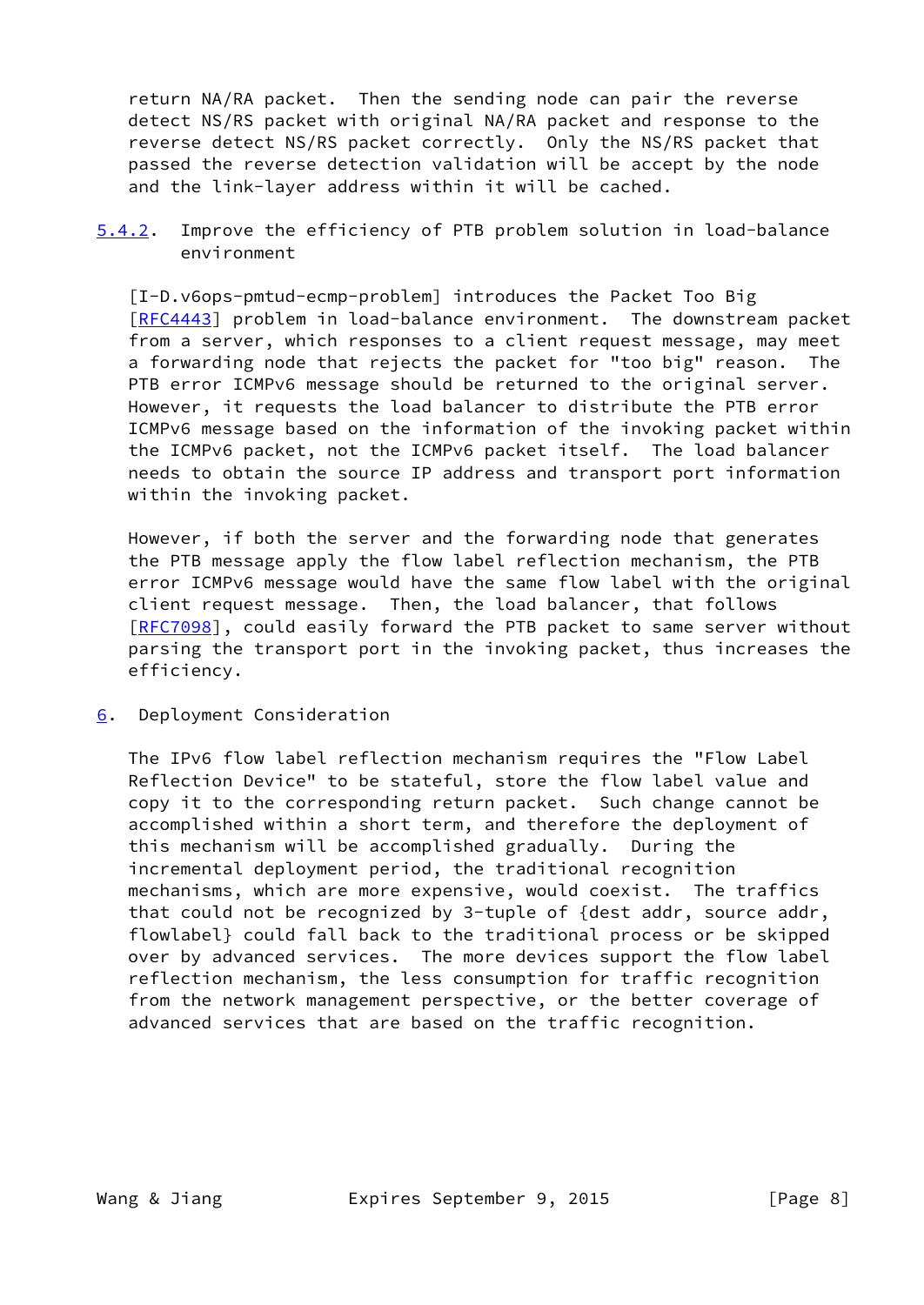return NA/RA packet. Then the sending node can pair the reverse detect NS/RS packet with original NA/RA packet and response to the reverse detect NS/RS packet correctly. Only the NS/RS packet that passed the reverse detection validation will be accept by the node and the link-layer address within it will be cached.

#### 5.4.2. Improve the efficiency of PTB problem solution in load-balance environment

[I-D.v6ops-pmtud-ecmp-problem] introduces the Packet Too Big [RFC4443] problem in load-balance environment. The downstream packet from a server, which responses to a client request message, may meet a forwarding node that rejects the packet for "too big" reason. The PTB error ICMPv6 message should be returned to the original server. However, it requests the load balancer to distribute the PTB error ICMPv6 message based on the information of the invoking packet within the ICMPv6 packet, not the ICMPv6 packet itself. The load balancer needs to obtain the source IP address and transport port information within the invoking packet.

However, if both the server and the forwarding node that generates the PTB message apply the flow label reflection mechanism, the PTB error ICMPv6 message would have the same flow label with the original client request message. Then, the load balancer, that follows [RFC7098], could easily forward the PTB packet to same server without parsing the transport port in the invoking packet, thus increases the efficiency.

## 6. Deployment Consideration

The IPv6 flow label reflection mechanism requires the "Flow Label Reflection Device" to be stateful, store the flow label value and copy it to the corresponding return packet. Such change cannot be accomplished within a short term, and therefore the deployment of this mechanism will be accomplished gradually. During the incremental deployment period, the traditional recognition mechanisms, which are more expensive, would coexist. The traffics that could not be recognized by 3-tuple of {dest addr, source addr, flowlabel} could fall back to the traditional process or be skipped over by advanced services. The more devices support the flow label reflection mechanism, the less consumption for traffic recognition from the network management perspective, or the better coverage of advanced services that are based on the traffic recognition.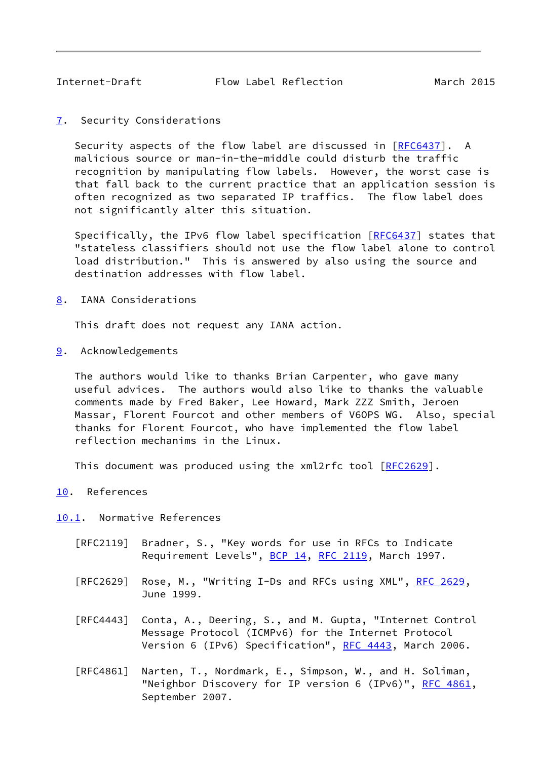## 7. Security Considerations

Security aspects of the flow label are discussed in [RFC6437]. A malicious source or man-in-the-middle could disturb the traffic recognition by manipulating flow labels. However, the worst case is that fall back to the current practice that an application session is often recognized as two separated IP traffics. The flow label does not significantly alter this situation.

Specifically, the IPv6 flow label specification [RFC6437] states that "stateless classifiers should not use the flow label alone to control load distribution." This is answered by also using the source and destination addresses with flow label.

## 8. IANA Considerations

This draft does not request any IANA action.

## 9. Acknowledgements

The authors would like to thanks Brian Carpenter, who gave many useful advices. The authors would also like to thanks the valuable comments made by Fred Baker, Lee Howard, Mark ZZZ Smith, Jeroen Massar, Florent Fourcot and other members of V6OPS WG. Also, special thanks for Florent Fourcot, who have implemented the flow label reflection mechanims in the Linux.

This document was produced using the xml2rfc tool [RFC2629].

## 10. References

### 10.1. Normative References

[RFC2119] Bradner, S., "Key words for use in RFCs to Indicate Requirement Levels", BCP 14, RFC 2119, March 1997.

[RFC2629] Rose, M., "Writing I-Ds and RFCs using XML", RFC 2629, June 1999.

[RFC4443] Conta, A., Deering, S., and M. Gupta, "Internet Control Message Protocol (ICMPv6) for the Internet Protocol Version 6 (IPv6) Specification", RFC 4443, March 2006.

[RFC4861] Narten, T., Nordmark, E., Simpson, W., and H. Soliman, "Neighbor Discovery for IP version 6 (IPv6)", RFC 4861, September 2007.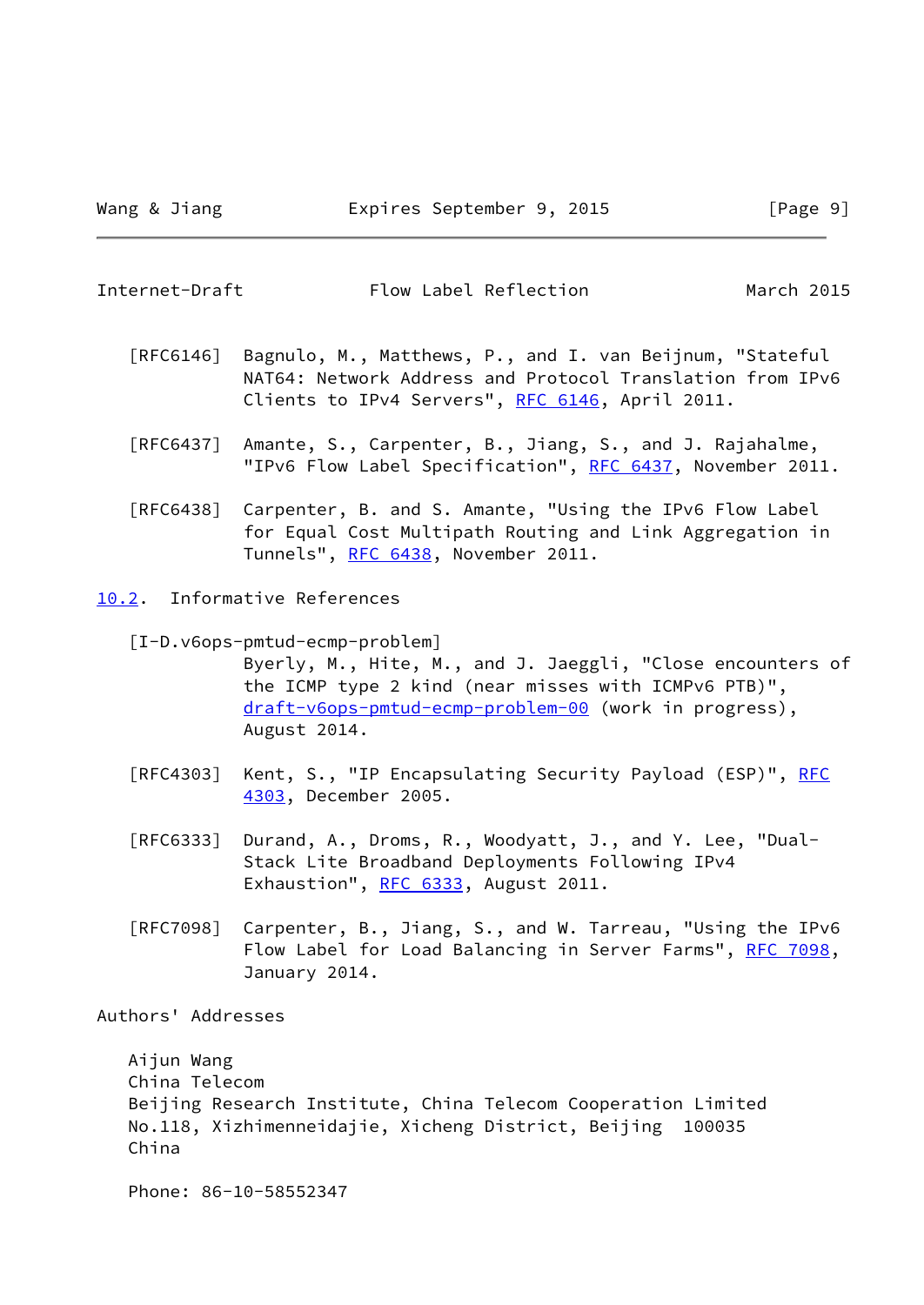[RFC6146] Bagnulo, M., Matthews, P., and I. van Beijnum, "Stateful NAT64: Network Address and Protocol Translation from IPv6 Clients to IPv4 Servers", RFC 6146, April 2011.

[RFC6437] Amante, S., Carpenter, B., Jiang, S., and J. Rajahalme, "IPv6 Flow Label Specification", RFC 6437, November 2011.

[RFC6438] Carpenter, B. and S. Amante, "Using the IPv6 Flow Label for Equal Cost Multipath Routing and Link Aggregation in Tunnels", RFC 6438, November 2011.

## 10.2. Informative References

[I-D.v6ops-pmtud-ecmp-problem] Byerly, M., Hite, M., and J. Jaeggli, "Close encounters of the ICMP type 2 kind (near misses with ICMPv6 PTB)", draft-v6ops-pmtud-ecmp-problem-00 (work in progress), August 2014.

[RFC4303] Kent, S., "IP Encapsulating Security Payload (ESP)", RFC 4303, December 2005.

[RFC6333] Durand, A., Droms, R., Woodyatt, J., and Y. Lee, "Dual-Stack Lite Broadband Deployments Following IPv4 Exhaustion", RFC 6333, August 2011.

[RFC7098] Carpenter, B., Jiang, S., and W. Tarreau, "Using the IPv6 Flow Label for Load Balancing in Server Farms", RFC 7098, January 2014.

## Authors' Addresses

Aijun Wang
China Telecom
Beijing Research Institute, China Telecom Cooperation Limited
No.118, Xizhimenneidajie, Xicheng District, Beijing 100035
China

Phone: 86-10-58552347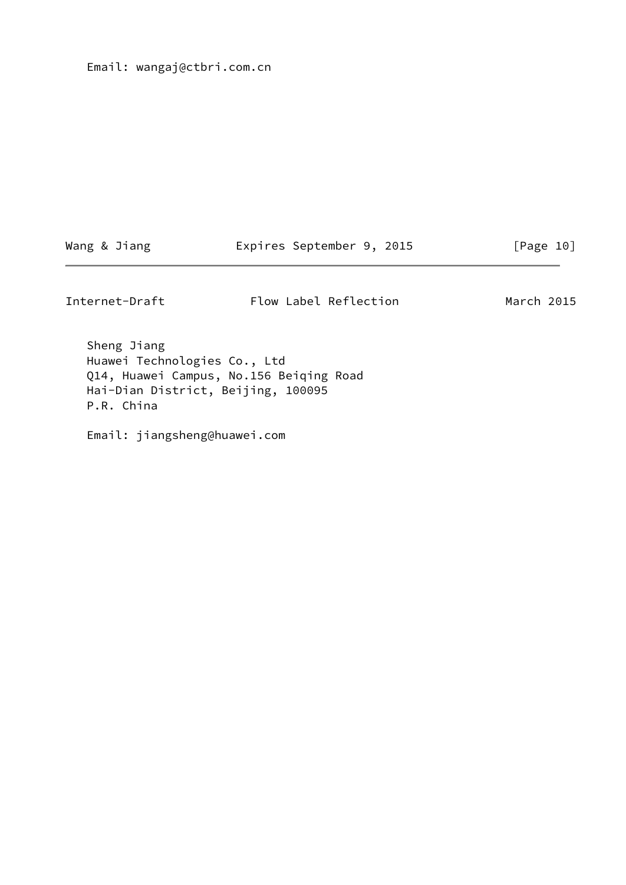Email: wangaj@ctbri.com.cn

Sheng Jiang
Huawei Technologies Co., Ltd
Q14, Huawei Campus, No.156 Beiqing Road
Hai-Dian District, Beijing, 100095
P.R. China

Email: jiangsheng@huawei.com